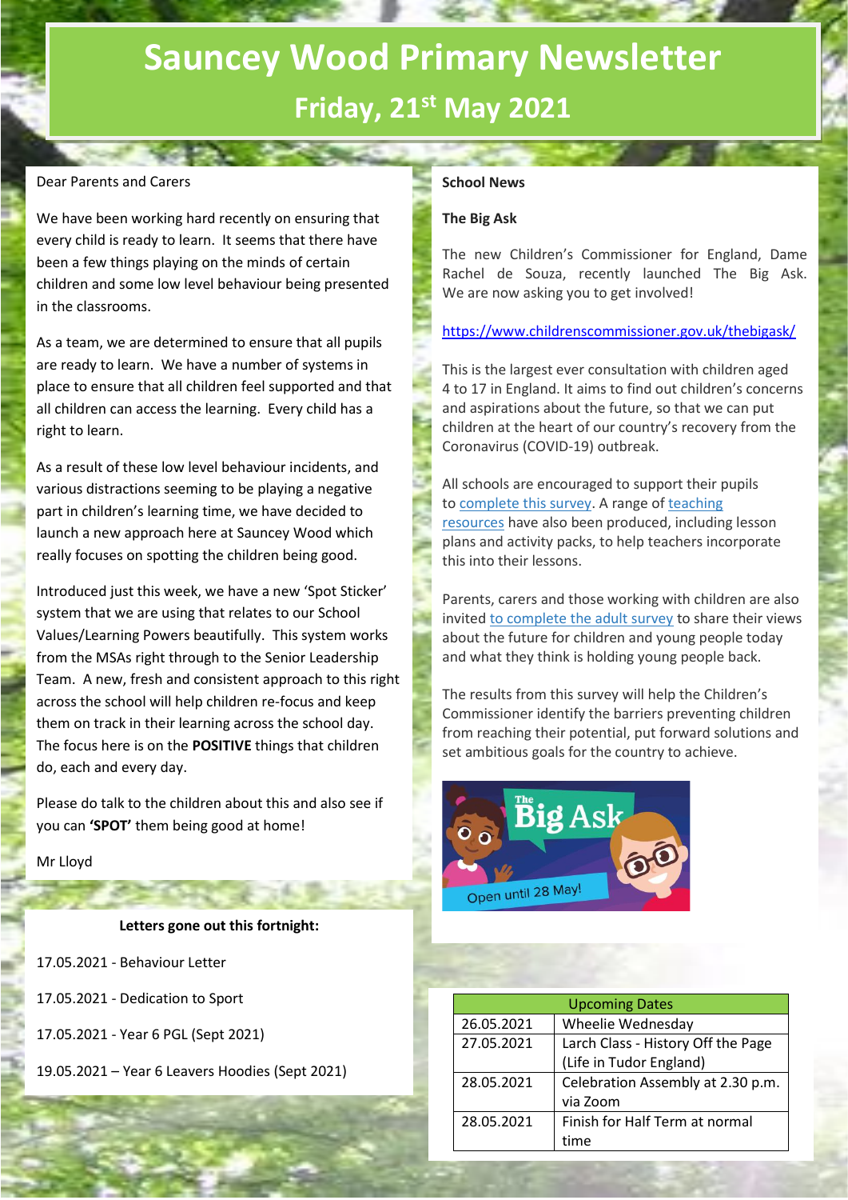# Sauncey Wood Primary Newsletter

## Friday, 21st May 2021

Dear Parents and Carers

We have been working hard recently on ensuring that every child is ready to learn. It seems that there have been a few things playing on the minds of certain children and some low level behaviour being presented in the classrooms.

As a team, we are determined to ensure that all pupils are ready to learn. We have a number of systems in place to ensure that all children feel supported and that all children can access the learning. Every child has a right to learn.

As a result of these low level behaviour incidents, and various distractions seeming to be playing a negative part in children's learning time, we have decided to launch a new approach here at Sauncey Wood which really focuses on spotting the children being good.

Introduced just this week, we have a new 'Spot Sticker' system that we are using that relates to our School Values/Learning Powers beautifully. This system works from the MSAs right through to the Senior Leadership Team. A new, fresh and consistent approach to this right across the school will help children re-focus and keep them on track in their learning across the school day. The focus here is on the **POSITIVE** things that children do, each and every day.

Please do talk to the children about this and also see if you can **'SPOT'** them being good at home!

Mr Lloyd

**Letters gone out this fortnight:**

17.05.2021 - Behaviour Letter

17.05.2021 - Dedication to Sport

17.05.2021 - Year 6 PGL (Sept 2021)

19.05.2021 – Year 6 Leavers Hoodies (Sept 2021)

**School News**

**The Big Ask**

The new Children's Commissioner for England, Dame Rachel de Souza, recently launched The Big Ask. We are now asking you to get involved!

https://www.childrenscommissioner.gov.uk/thebigask/

This is the largest ever consultation with children aged 4 to 17 in England. It aims to find out children's concerns and aspirations about the future, so that we can put children at the heart of our country's recovery from the Coronavirus (COVID-19) outbreak.

All schools are encouraged to support their pupils to complete this survey. A range of teaching resources have also been produced, including lesson plans and activity packs, to help teachers incorporate this into their lessons.

Parents, carers and those working with children are also invited to complete the adult survey to share their views about the future for children and young people today and what they think is holding young people back.

The results from this survey will help the Children's Commissioner identify the barriers preventing children from reaching their potential, put forward solutions and set ambitious goals for the country to achieve.

The Big Ask — Open until 28 May!

| Upcoming Dates | |
|---|---|
| 26.05.2021 | Wheelie Wednesday |
| 27.05.2021 | Larch Class - History Off the Page (Life in Tudor England) |
| 28.05.2021 | Celebration Assembly at 2.30 p.m. via Zoom |
| 28.05.2021 | Finish for Half Term at normal time |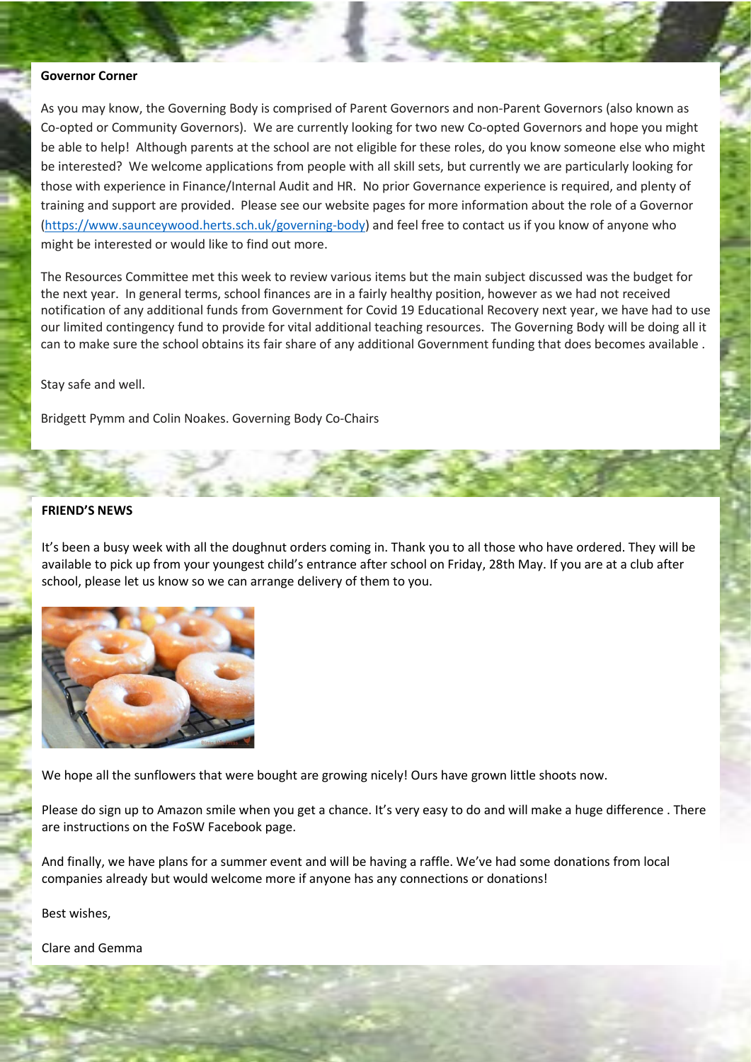**Governor Corner**

As you may know, the Governing Body is comprised of Parent Governors and non-Parent Governors (also known as Co-opted or Community Governors). We are currently looking for two new Co-opted Governors and hope you might be able to help! Although parents at the school are not eligible for these roles, do you know someone else who might be interested? We welcome applications from people with all skill sets, but currently we are particularly looking for those with experience in Finance/Internal Audit and HR. No prior Governance experience is required, and plenty of training and support are provided. Please see our website pages for more information about the role of a Governor (https://www.saunceywood.herts.sch.uk/governing-body) and feel free to contact us if you know of anyone who might be interested or would like to find out more.

The Resources Committee met this week to review various items but the main subject discussed was the budget for the next year. In general terms, school finances are in a fairly healthy position, however as we had not received notification of any additional funds from Government for Covid 19 Educational Recovery next year, we have had to use our limited contingency fund to provide for vital additional teaching resources. The Governing Body will be doing all it can to make sure the school obtains its fair share of any additional Government funding that does becomes available .

Stay safe and well.

Bridgett Pymm and Colin Noakes. Governing Body Co-Chairs

**FRIEND'S NEWS**

It's been a busy week with all the doughnut orders coming in. Thank you to all those who have ordered. They will be available to pick up from your youngest child's entrance after school on Friday, 28th May. If you are at a club after school, please let us know so we can arrange delivery of them to you.

We hope all the sunflowers that were bought are growing nicely! Ours have grown little shoots now.

Please do sign up to Amazon smile when you get a chance. It's very easy to do and will make a huge difference . There are instructions on the FoSW Facebook page.

And finally, we have plans for a summer event and will be having a raffle. We've had some donations from local companies already but would welcome more if anyone has any connections or donations!

Best wishes,

Clare and Gemma